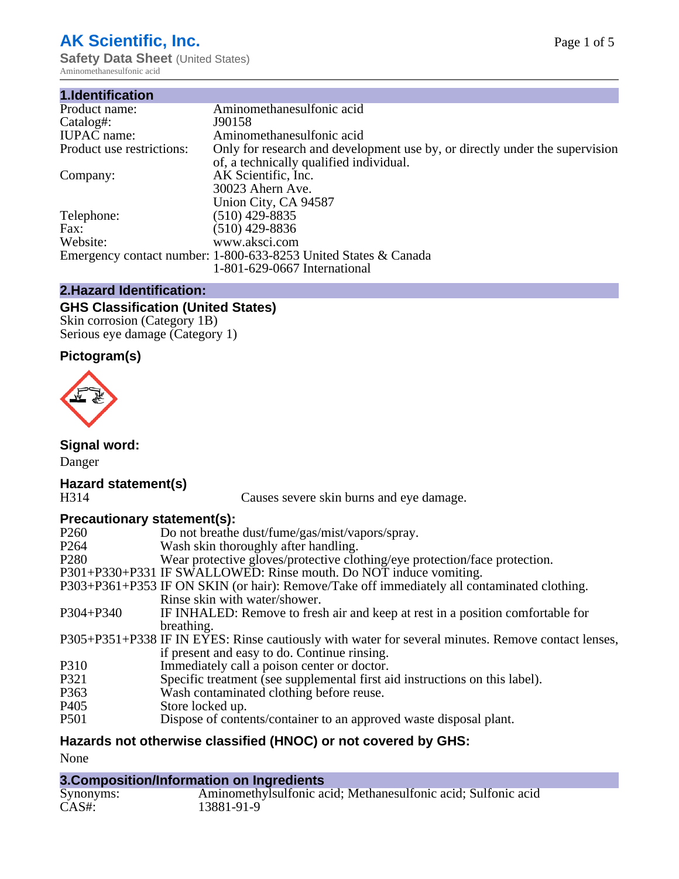# AK Scientific, Inc.

**Safety Data Sheet** (United States)

Aminomethanesulfonic acid

## 1.Identification

| | |
|---|---|
| Product name: | Aminomethanesulfonic acid |
| Catalog#: | J90158 |
| IUPAC name: | Aminomethanesulfonic acid |
| Product use restrictions: | Only for research and development use by, or directly under the supervision of, a technically qualified individual. |
| Company: | AK Scientific, Inc.<br>30023 Ahern Ave.<br>Union City, CA 94587 |
| Telephone: | (510) 429-8835 |
| Fax: | (510) 429-8836 |
| Website: | www.aksci.com |
| Emergency contact number: | 1-800-633-8253 United States & Canada<br>1-801-629-0667 International |

## 2.Hazard Identification:

### GHS Classification (United States)

Skin corrosion (Category 1B)
Serious eye damage (Category 1)

### Pictogram(s)

### Signal word:

Danger

### Hazard statement(s)

| | |
|---|---|
| H314 | Causes severe skin burns and eye damage. |

### Precautionary statement(s):

| | |
|---|---|
| P260 | Do not breathe dust/fume/gas/mist/vapors/spray. |
| P264 | Wash skin thoroughly after handling. |
| P280 | Wear protective gloves/protective clothing/eye protection/face protection. |
| P301+P330+P331 | IF SWALLOWED: Rinse mouth. Do NOT induce vomiting. |
| P303+P361+P353 | IF ON SKIN (or hair): Remove/Take off immediately all contaminated clothing. Rinse skin with water/shower. |
| P304+P340 | IF INHALED: Remove to fresh air and keep at rest in a position comfortable for breathing. |
| P305+P351+P338 | IF IN EYES: Rinse cautiously with water for several minutes. Remove contact lenses, if present and easy to do. Continue rinsing. |
| P310 | Immediately call a poison center or doctor. |
| P321 | Specific treatment (see supplemental first aid instructions on this label). |
| P363 | Wash contaminated clothing before reuse. |
| P405 | Store locked up. |
| P501 | Dispose of contents/container to an approved waste disposal plant. |

### Hazards not otherwise classified (HNOC) or not covered by GHS:

None

## 3.Composition/Information on Ingredients

| | |
|---|---|
| Synonyms: | Aminomethylsulfonic acid; Methanesulfonic acid; Sulfonic acid |
| CAS#: | 13881-91-9 |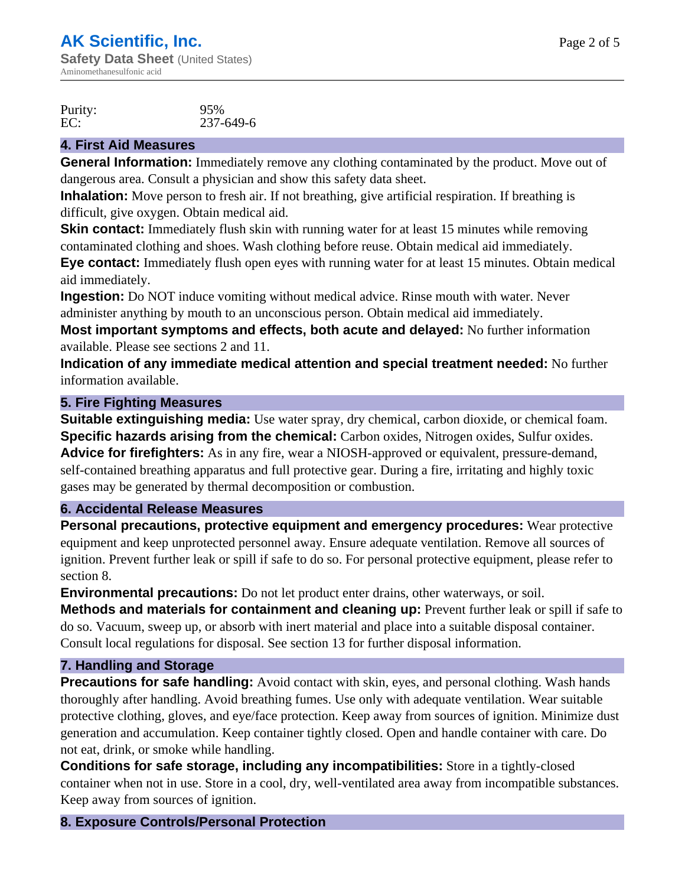Purity: 95%
EC: 237-649-6

## 4. First Aid Measures

**General Information:** Immediately remove any clothing contaminated by the product. Move out of dangerous area. Consult a physician and show this safety data sheet.

**Inhalation:** Move person to fresh air. If not breathing, give artificial respiration. If breathing is difficult, give oxygen. Obtain medical aid.

**Skin contact:** Immediately flush skin with running water for at least 15 minutes while removing contaminated clothing and shoes. Wash clothing before reuse. Obtain medical aid immediately.

**Eye contact:** Immediately flush open eyes with running water for at least 15 minutes. Obtain medical aid immediately.

**Ingestion:** Do NOT induce vomiting without medical advice. Rinse mouth with water. Never administer anything by mouth to an unconscious person. Obtain medical aid immediately.

**Most important symptoms and effects, both acute and delayed:** No further information available. Please see sections 2 and 11.

**Indication of any immediate medical attention and special treatment needed:** No further information available.

## 5. Fire Fighting Measures

**Suitable extinguishing media:** Use water spray, dry chemical, carbon dioxide, or chemical foam.

**Specific hazards arising from the chemical:** Carbon oxides, Nitrogen oxides, Sulfur oxides.

**Advice for firefighters:** As in any fire, wear a NIOSH-approved or equivalent, pressure-demand, self-contained breathing apparatus and full protective gear. During a fire, irritating and highly toxic gases may be generated by thermal decomposition or combustion.

## 6. Accidental Release Measures

**Personal precautions, protective equipment and emergency procedures:** Wear protective equipment and keep unprotected personnel away. Ensure adequate ventilation. Remove all sources of ignition. Prevent further leak or spill if safe to do so. For personal protective equipment, please refer to section 8.

**Environmental precautions:** Do not let product enter drains, other waterways, or soil.

**Methods and materials for containment and cleaning up:** Prevent further leak or spill if safe to do so. Vacuum, sweep up, or absorb with inert material and place into a suitable disposal container. Consult local regulations for disposal. See section 13 for further disposal information.

## 7. Handling and Storage

**Precautions for safe handling:** Avoid contact with skin, eyes, and personal clothing. Wash hands thoroughly after handling. Avoid breathing fumes. Use only with adequate ventilation. Wear suitable protective clothing, gloves, and eye/face protection. Keep away from sources of ignition. Minimize dust generation and accumulation. Keep container tightly closed. Open and handle container with care. Do not eat, drink, or smoke while handling.

**Conditions for safe storage, including any incompatibilities:** Store in a tightly-closed container when not in use. Store in a cool, dry, well-ventilated area away from incompatible substances. Keep away from sources of ignition.

## 8. Exposure Controls/Personal Protection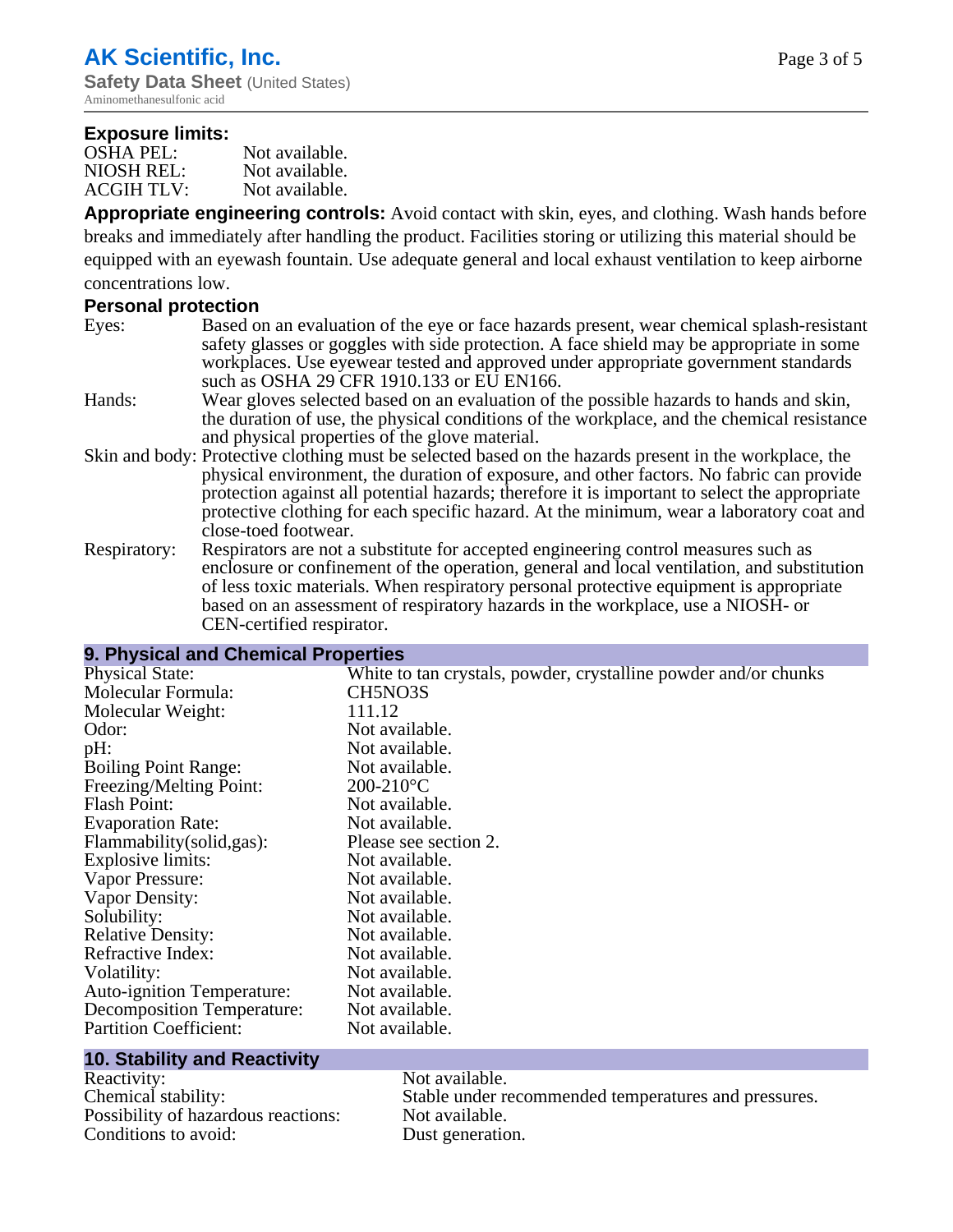**Exposure limits:**

| | |
|---|---|
| OSHA PEL: | Not available. |
| NIOSH REL: | Not available. |
| ACGIH TLV: | Not available. |

**Appropriate engineering controls:** Avoid contact with skin, eyes, and clothing. Wash hands before breaks and immediately after handling the product. Facilities storing or utilizing this material should be equipped with an eyewash fountain. Use adequate general and local exhaust ventilation to keep airborne concentrations low.

**Personal protection**

Eyes: Based on an evaluation of the eye or face hazards present, wear chemical splash-resistant safety glasses or goggles with side protection. A face shield may be appropriate in some workplaces. Use eyewear tested and approved under appropriate government standards such as OSHA 29 CFR 1910.133 or EU EN166.

Hands: Wear gloves selected based on an evaluation of the possible hazards to hands and skin, the duration of use, the physical conditions of the workplace, and the chemical resistance and physical properties of the glove material.

Skin and body: Protective clothing must be selected based on the hazards present in the workplace, the physical environment, the duration of exposure, and other factors. No fabric can provide protection against all potential hazards; therefore it is important to select the appropriate protective clothing for each specific hazard. At the minimum, wear a laboratory coat and close-toed footwear.

Respiratory: Respirators are not a substitute for accepted engineering control measures such as enclosure or confinement of the operation, general and local ventilation, and substitution of less toxic materials. When respiratory personal protective equipment is appropriate based on an assessment of respiratory hazards in the workplace, use a NIOSH- or CEN-certified respirator.

## 9. Physical and Chemical Properties

| | |
|---|---|
| Physical State: | White to tan crystals, powder, crystalline powder and/or chunks |
| Molecular Formula: | CH5NO3S |
| Molecular Weight: | 111.12 |
| Odor: | Not available. |
| pH: | Not available. |
| Boiling Point Range: | Not available. |
| Freezing/Melting Point: | 200-210°C |
| Flash Point: | Not available. |
| Evaporation Rate: | Not available. |
| Flammability(solid,gas): | Please see section 2. |
| Explosive limits: | Not available. |
| Vapor Pressure: | Not available. |
| Vapor Density: | Not available. |
| Solubility: | Not available. |
| Relative Density: | Not available. |
| Refractive Index: | Not available. |
| Volatility: | Not available. |
| Auto-ignition Temperature: | Not available. |
| Decomposition Temperature: | Not available. |
| Partition Coefficient: | Not available. |

## 10. Stability and Reactivity

| | |
|---|---|
| Reactivity: | Not available. |
| Chemical stability: | Stable under recommended temperatures and pressures. |
| Possibility of hazardous reactions: | Not available. |
| Conditions to avoid: | Dust generation. |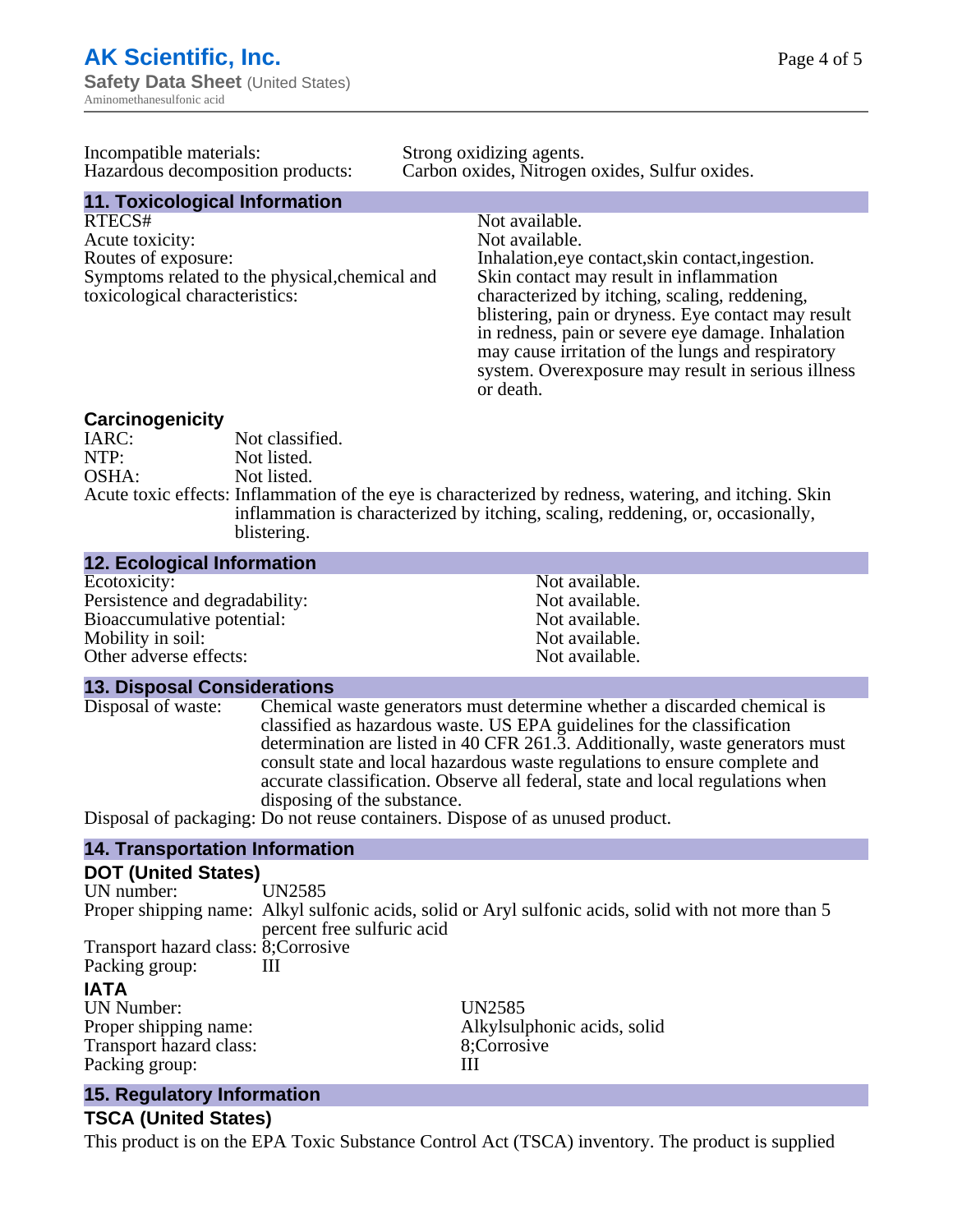| | |
|---|---|
| Incompatible materials: | Strong oxidizing agents. |
| Hazardous decomposition products: | Carbon oxides, Nitrogen oxides, Sulfur oxides. |

## 11. Toxicological Information

| | |
|---|---|
| RTECS# | Not available. |
| Acute toxicity: | Not available. |
| Routes of exposure: | Inhalation,eye contact,skin contact,ingestion. |
| Symptoms related to the physical,chemical and toxicological characteristics: | Skin contact may result in inflammation characterized by itching, scaling, reddening, blistering, pain or dryness. Eye contact may result in redness, pain or severe eye damage. Inhalation may cause irritation of the lungs and respiratory system. Overexposure may result in serious illness or death. |

### Carcinogenicity

| | |
|---|---|
| IARC: | Not classified. |
| NTP: | Not listed. |
| OSHA: | Not listed. |
| Acute toxic effects: | Inflammation of the eye is characterized by redness, watering, and itching. Skin inflammation is characterized by itching, scaling, reddening, or, occasionally, blistering. |

## 12. Ecological Information

| | |
|---|---|
| Ecotoxicity: | Not available. |
| Persistence and degradability: | Not available. |
| Bioaccumulative potential: | Not available. |
| Mobility in soil: | Not available. |
| Other adverse effects: | Not available. |

## 13. Disposal Considerations

| | |
|---|---|
| Disposal of waste: | Chemical waste generators must determine whether a discarded chemical is classified as hazardous waste. US EPA guidelines for the classification determination are listed in 40 CFR 261.3. Additionally, waste generators must consult state and local hazardous waste regulations to ensure complete and accurate classification. Observe all federal, state and local regulations when disposing of the substance. |
| Disposal of packaging: | Do not reuse containers. Dispose of as unused product. |

## 14. Transportation Information

### DOT (United States)

| | |
|---|---|
| UN number: | UN2585 |
| Proper shipping name: | Alkyl sulfonic acids, solid or Aryl sulfonic acids, solid with not more than 5 percent free sulfuric acid |
| Transport hazard class: | 8;Corrosive |
| Packing group: | III |

### IATA

| | |
|---|---|
| UN Number: | UN2585 |
| Proper shipping name: | Alkylsulphonic acids, solid |
| Transport hazard class: | 8;Corrosive |
| Packing group: | III |

## 15. Regulatory Information

### TSCA (United States)

This product is on the EPA Toxic Substance Control Act (TSCA) inventory. The product is supplied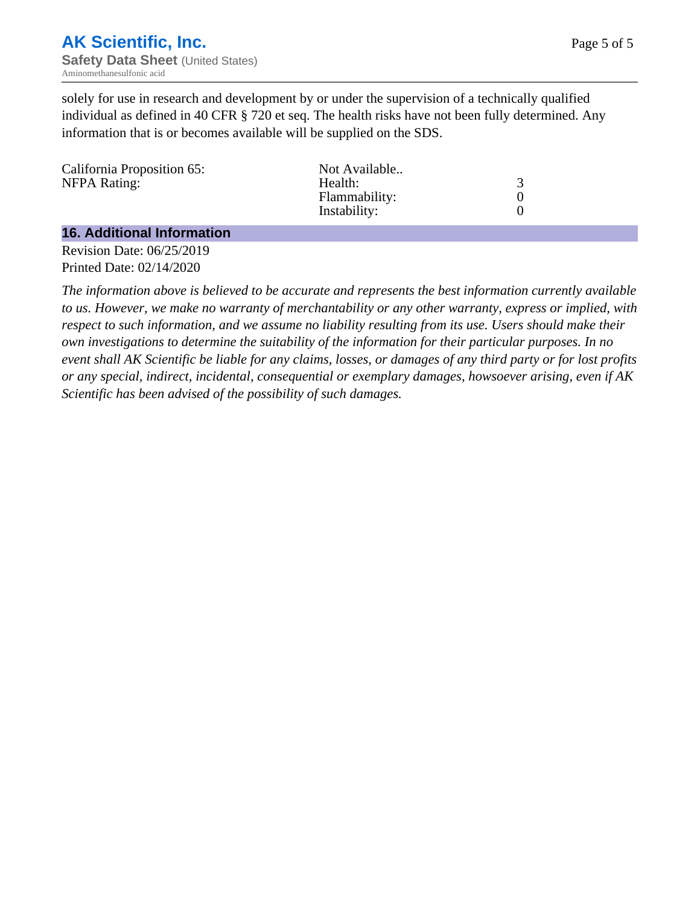solely for use in research and development by or under the supervision of a technically qualified individual as defined in 40 CFR § 720 et seq. The health risks have not been fully determined. Any information that is or becomes available will be supplied on the SDS.

| | | |
|---|---|---|
| California Proposition 65: | Not Available.. | |
| NFPA Rating: | Health: | 3 |
| | Flammability: | 0 |
| | Instability: | 0 |

## 16. Additional Information

Revision Date: 06/25/2019
Printed Date: 02/14/2020

*The information above is believed to be accurate and represents the best information currently available to us. However, we make no warranty of merchantability or any other warranty, express or implied, with respect to such information, and we assume no liability resulting from its use. Users should make their own investigations to determine the suitability of the information for their particular purposes. In no event shall AK Scientific be liable for any claims, losses, or damages of any third party or for lost profits or any special, indirect, incidental, consequential or exemplary damages, howsoever arising, even if AK Scientific has been advised of the possibility of such damages.*